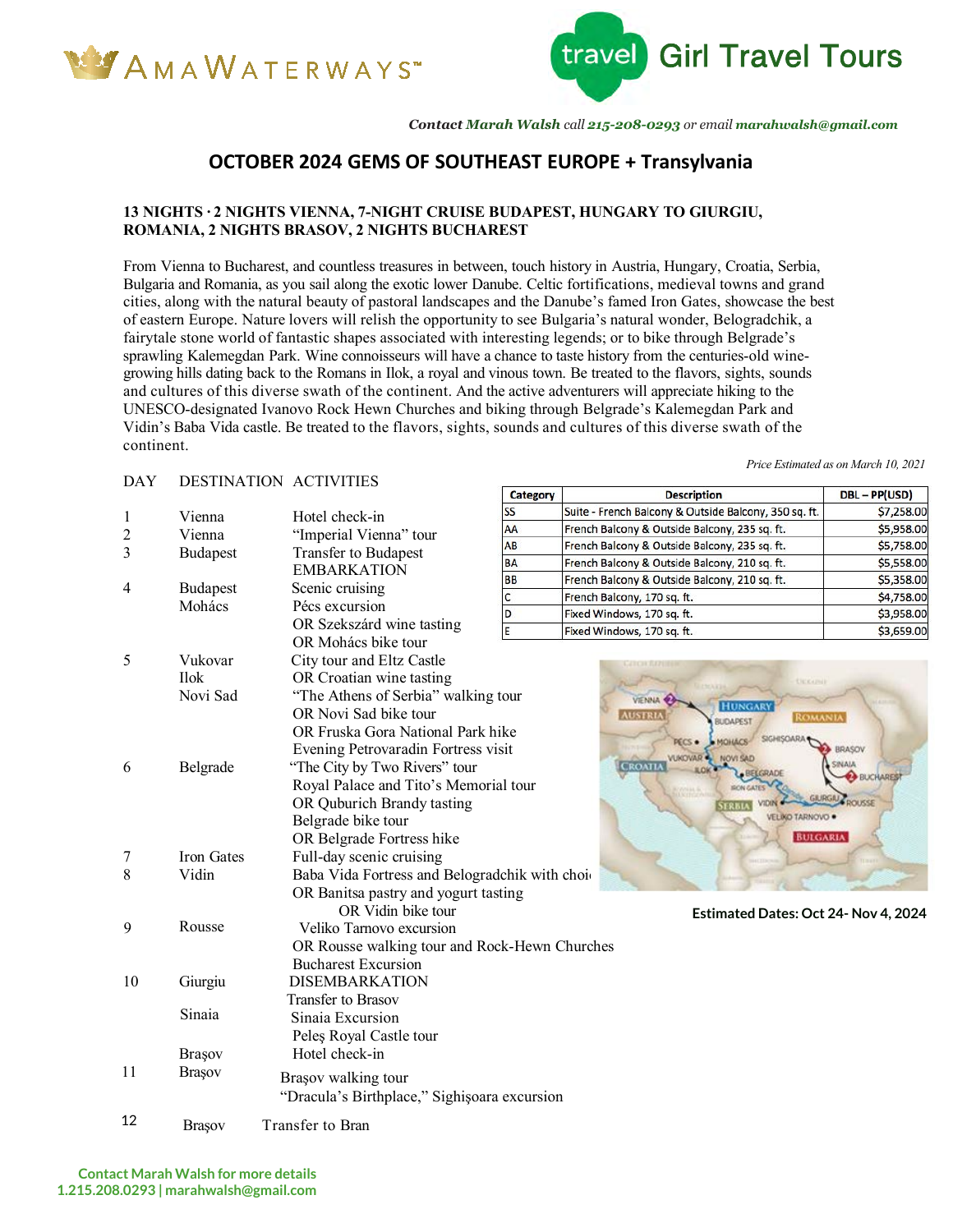AmaWaterways | Girl Travel Tours

***Contact Marah Walsh** call **215-208-0293** or email **marahwalsh@gmail.com***

# OCTOBER 2024 GEMS OF SOUTHEAST EUROPE + Transylvania

**13 NIGHTS · 2 NIGHTS VIENNA, 7-NIGHT CRUISE BUDAPEST, HUNGARY TO GIURGIU, ROMANIA, 2 NIGHTS BRASOV, 2 NIGHTS BUCHAREST**

From Vienna to Bucharest, and countless treasures in between, touch history in Austria, Hungary, Croatia, Serbia, Bulgaria and Romania, as you sail along the exotic lower Danube. Celtic fortifications, medieval towns and grand cities, along with the natural beauty of pastoral landscapes and the Danube's famed Iron Gates, showcase the best of eastern Europe. Nature lovers will relish the opportunity to see Bulgaria's natural wonder, Belogradchik, a fairytale stone world of fantastic shapes associated with interesting legends; or to bike through Belgrade's sprawling Kalemegdan Park. Wine connoisseurs will have a chance to taste history from the centuries-old wine-growing hills dating back to the Romans in Ilok, a royal and vinous town. Be treated to the flavors, sights, sounds and cultures of this diverse swath of the continent. And the active adventurers will appreciate hiking to the UNESCO-designated Ivanovo Rock Hewn Churches and biking through Belgrade's Kalemegdan Park and Vidin's Baba Vida castle. Be treated to the flavors, sights, sounds and cultures of this diverse swath of the continent.

*Price Estimated as on March 10, 2021*

| Category | Description | DBL – PP(USD) |
|---|---|---|
| SS | Suite - French Balcony & Outside Balcony, 350 sq. ft. | $7,258.00 |
| AA | French Balcony & Outside Balcony, 235 sq. ft. | $5,958.00 |
| AB | French Balcony & Outside Balcony, 235 sq. ft. | $5,758.00 |
| BA | French Balcony & Outside Balcony, 210 sq. ft. | $5,558.00 |
| BB | French Balcony & Outside Balcony, 210 sq. ft. | $5,358.00 |
| C | French Balcony, 170 sq. ft. | $4,758.00 |
| D | Fixed Windows, 170 sq. ft. | $3,958.00 |
| E | Fixed Windows, 170 sq. ft. | $3,659.00 |

**Estimated Dates: Oct 24- Nov 4, 2024**

| DAY | DESTINATION | ACTIVITIES |
|---|---|---|
| 1 | Vienna | Hotel check-in |
| 2 | Vienna | "Imperial Vienna" tour |
| 3 | Budapest | Transfer to Budapest<br>EMBARKATION |
| 4 | Budapest<br>Mohács | Scenic cruising<br>Pécs excursion<br>OR Szekszárd wine tasting<br>OR Mohács bike tour |
| 5 | Vukovar<br>Ilok<br>Novi Sad | City tour and Eltz Castle<br>OR Croatian wine tasting<br>"The Athens of Serbia" walking tour<br>OR Novi Sad bike tour<br>OR Fruska Gora National Park hike<br>Evening Petrovaradin Fortress visit |
| 6 | Belgrade | "The City by Two Rivers" tour<br>Royal Palace and Tito's Memorial tour<br>OR Quburich Brandy tasting<br>Belgrade bike tour<br>OR Belgrade Fortress hike |
| 7 | Iron Gates | Full-day scenic cruising |
| 8 | Vidin | Baba Vida Fortress and Belogradchik with choi<br>OR Banitsa pastry and yogurt tasting<br>OR Vidin bike tour |
| 9 | Rousse | Veliko Tarnovo excursion<br>OR Rousse walking tour and Rock-Hewn Churches<br>Bucharest Excursion |
| 10 | Giurgiu<br>Sinaia<br>Brașov | DISEMBARKATION<br>Transfer to Brasov<br>Sinaia Excursion<br>Peleș Royal Castle tour<br>Hotel check-in |
| 11 | Brașov | Brașov walking tour<br>"Dracula's Birthplace," Sighişoara excursion |
| 12 | Brașov | Transfer to Bran |

**Contact Marah Walsh for more details**
**1.215.208.0293 | marahwalsh@gmail.com**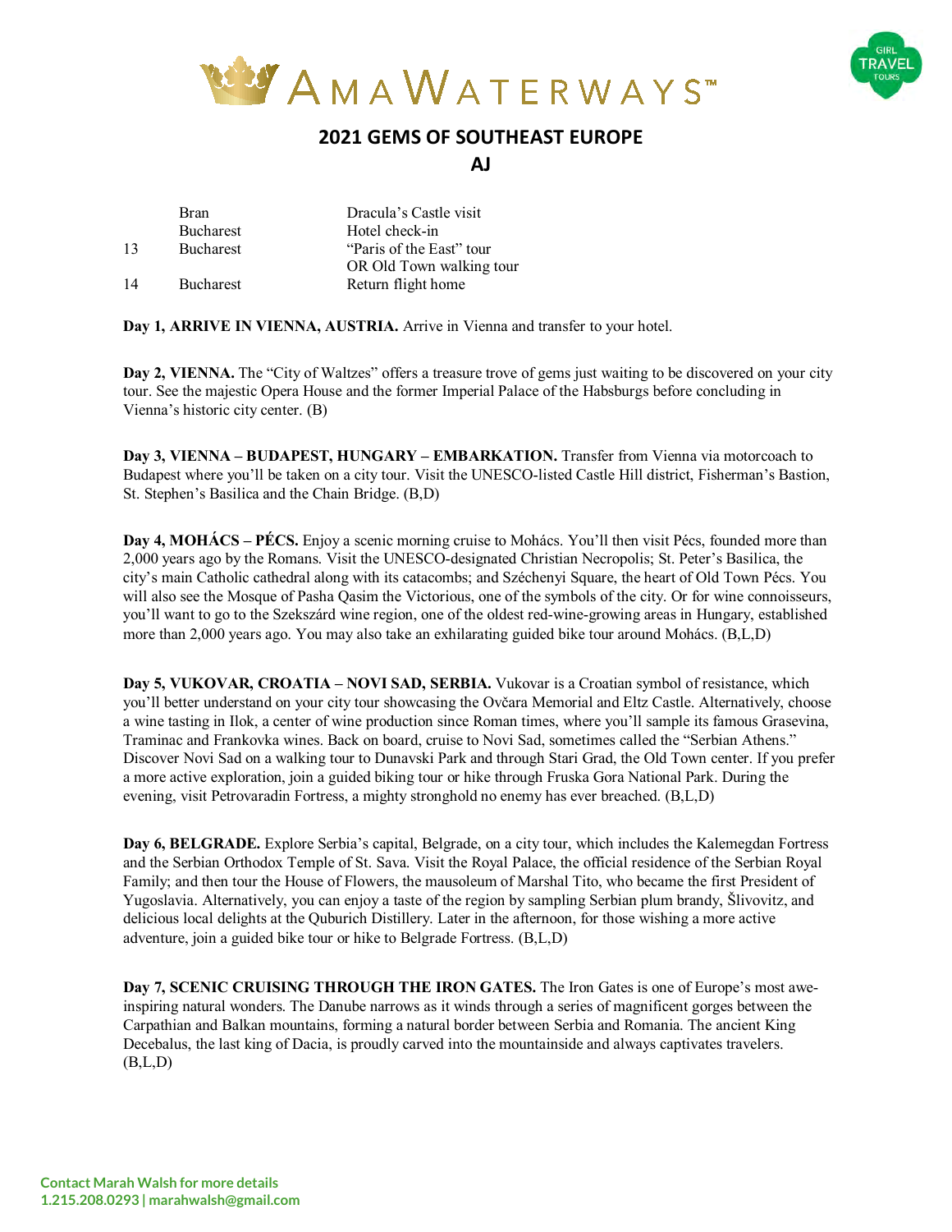# 2021 GEMS OF SOUTHEAST EUROPE

## AJ

| | | |
|---|---|---|
| | Bran | Dracula's Castle visit |
| | Bucharest | Hotel check-in |
| 13 | Bucharest | "Paris of the East" tour OR Old Town walking tour |
| 14 | Bucharest | Return flight home |

**Day 1, ARRIVE IN VIENNA, AUSTRIA.** Arrive in Vienna and transfer to your hotel.

**Day 2, VIENNA.** The "City of Waltzes" offers a treasure trove of gems just waiting to be discovered on your city tour. See the majestic Opera House and the former Imperial Palace of the Habsburgs before concluding in Vienna's historic city center. (B)

**Day 3, VIENNA – BUDAPEST, HUNGARY – EMBARKATION.** Transfer from Vienna via motorcoach to Budapest where you'll be taken on a city tour. Visit the UNESCO-listed Castle Hill district, Fisherman's Bastion, St. Stephen's Basilica and the Chain Bridge. (B,D)

**Day 4, MOHÁCS – PÉCS.** Enjoy a scenic morning cruise to Mohács. You'll then visit Pécs, founded more than 2,000 years ago by the Romans. Visit the UNESCO-designated Christian Necropolis; St. Peter's Basilica, the city's main Catholic cathedral along with its catacombs; and Széchenyi Square, the heart of Old Town Pécs. You will also see the Mosque of Pasha Qasim the Victorious, one of the symbols of the city. Or for wine connoisseurs, you'll want to go to the Szekszárd wine region, one of the oldest red-wine-growing areas in Hungary, established more than 2,000 years ago. You may also take an exhilarating guided bike tour around Mohács. (B,L,D)

**Day 5, VUKOVAR, CROATIA – NOVI SAD, SERBIA.** Vukovar is a Croatian symbol of resistance, which you'll better understand on your city tour showcasing the Ovčara Memorial and Eltz Castle. Alternatively, choose a wine tasting in Ilok, a center of wine production since Roman times, where you'll sample its famous Grasevina, Traminac and Frankovka wines. Back on board, cruise to Novi Sad, sometimes called the "Serbian Athens." Discover Novi Sad on a walking tour to Dunavski Park and through Stari Grad, the Old Town center. If you prefer a more active exploration, join a guided biking tour or hike through Fruska Gora National Park. During the evening, visit Petrovaradin Fortress, a mighty stronghold no enemy has ever breached. (B,L,D)

**Day 6, BELGRADE.** Explore Serbia's capital, Belgrade, on a city tour, which includes the Kalemegdan Fortress and the Serbian Orthodox Temple of St. Sava. Visit the Royal Palace, the official residence of the Serbian Royal Family; and then tour the House of Flowers, the mausoleum of Marshal Tito, who became the first President of Yugoslavia. Alternatively, you can enjoy a taste of the region by sampling Serbian plum brandy, Šlivovitz, and delicious local delights at the Quburich Distillery. Later in the afternoon, for those wishing a more active adventure, join a guided bike tour or hike to Belgrade Fortress. (B,L,D)

**Day 7, SCENIC CRUISING THROUGH THE IRON GATES.** The Iron Gates is one of Europe's most awe-inspiring natural wonders. The Danube narrows as it winds through a series of magnificent gorges between the Carpathian and Balkan mountains, forming a natural border between Serbia and Romania. The ancient King Decebalus, the last king of Dacia, is proudly carved into the mountainside and always captivates travelers. (B,L,D)

**Contact Marah Walsh for more details**
**1.215.208.0293 | marahwalsh@gmail.com**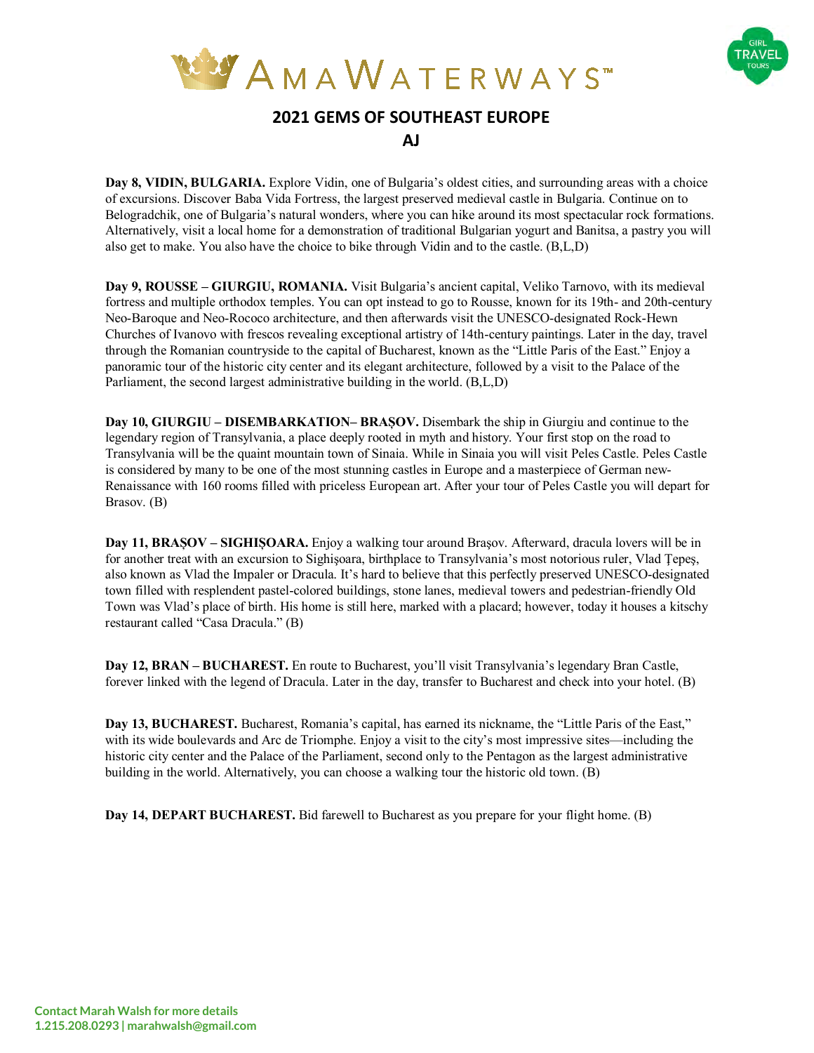# 2021 GEMS OF SOUTHEAST EUROPE

## AJ

**Day 8, VIDIN, BULGARIA.** Explore Vidin, one of Bulgaria's oldest cities, and surrounding areas with a choice of excursions. Discover Baba Vida Fortress, the largest preserved medieval castle in Bulgaria. Continue on to Belogradchik, one of Bulgaria's natural wonders, where you can hike around its most spectacular rock formations. Alternatively, visit a local home for a demonstration of traditional Bulgarian yogurt and Banitsa, a pastry you will also get to make. You also have the choice to bike through Vidin and to the castle. (B,L,D)

**Day 9, ROUSSE – GIURGIU, ROMANIA.** Visit Bulgaria's ancient capital, Veliko Tarnovo, with its medieval fortress and multiple orthodox temples. You can opt instead to go to Rousse, known for its 19th- and 20th-century Neo-Baroque and Neo-Rococo architecture, and then afterwards visit the UNESCO-designated Rock-Hewn Churches of Ivanovo with frescos revealing exceptional artistry of 14th-century paintings. Later in the day, travel through the Romanian countryside to the capital of Bucharest, known as the "Little Paris of the East." Enjoy a panoramic tour of the historic city center and its elegant architecture, followed by a visit to the Palace of the Parliament, the second largest administrative building in the world. (B,L,D)

**Day 10, GIURGIU – DISEMBARKATION– BRAȘOV.** Disembark the ship in Giurgiu and continue to the legendary region of Transylvania, a place deeply rooted in myth and history. Your first stop on the road to Transylvania will be the quaint mountain town of Sinaia. While in Sinaia you will visit Peles Castle. Peles Castle is considered by many to be one of the most stunning castles in Europe and a masterpiece of German new-Renaissance with 160 rooms filled with priceless European art. After your tour of Peles Castle you will depart for Brasov. (B)

**Day 11, BRAȘOV – SIGHIȘOARA.** Enjoy a walking tour around Brașov. Afterward, dracula lovers will be in for another treat with an excursion to Sighişoara, birthplace to Transylvania's most notorious ruler, Vlad Ţepeş, also known as Vlad the Impaler or Dracula. It's hard to believe that this perfectly preserved UNESCO-designated town filled with resplendent pastel-colored buildings, stone lanes, medieval towers and pedestrian-friendly Old Town was Vlad's place of birth. His home is still here, marked with a placard; however, today it houses a kitschy restaurant called "Casa Dracula." (B)

**Day 12, BRAN – BUCHAREST.** En route to Bucharest, you'll visit Transylvania's legendary Bran Castle, forever linked with the legend of Dracula. Later in the day, transfer to Bucharest and check into your hotel. (B)

**Day 13, BUCHAREST.** Bucharest, Romania's capital, has earned its nickname, the "Little Paris of the East," with its wide boulevards and Arc de Triomphe. Enjoy a visit to the city's most impressive sites—including the historic city center and the Palace of the Parliament, second only to the Pentagon as the largest administrative building in the world. Alternatively, you can choose a walking tour the historic old town. (B)

**Day 14, DEPART BUCHAREST.** Bid farewell to Bucharest as you prepare for your flight home. (B)

**Contact Marah Walsh for more details**
**1.215.208.0293 | marahwalsh@gmail.com**